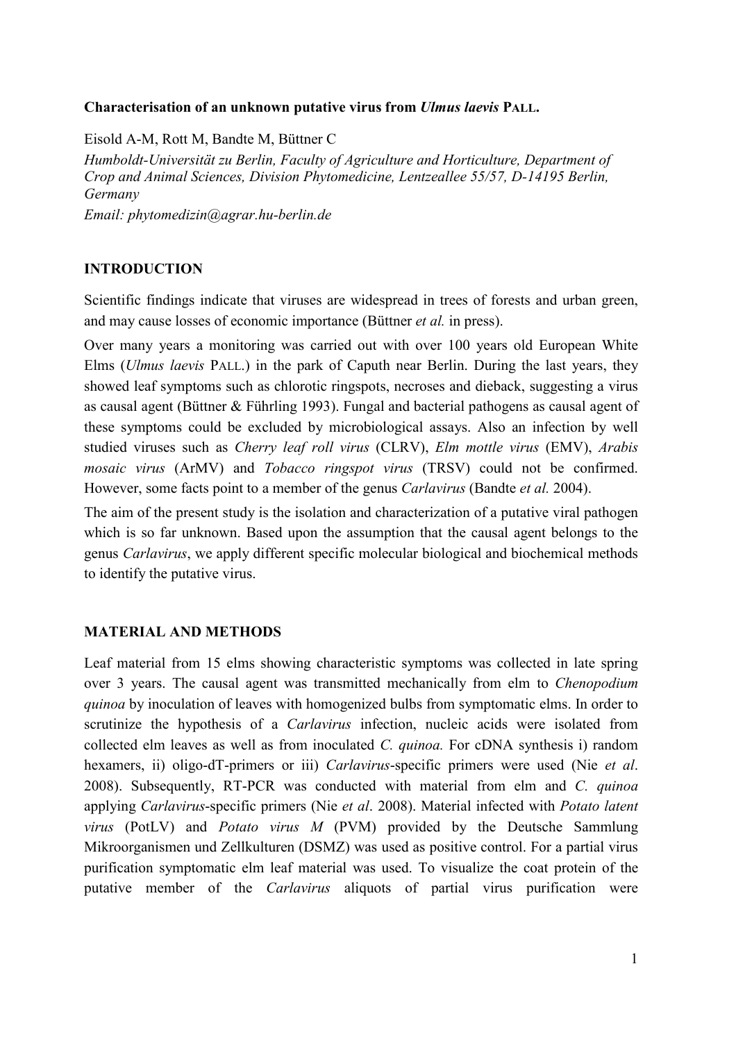**Characterisation of an unknown putative virus from *Ulmus laevis* PALL.**

Eisold A-M, Rott M, Bandte M, Büttner C

*Humboldt-Universität zu Berlin, Faculty of Agriculture and Horticulture, Department of Crop and Animal Sciences, Division Phytomedicine, Lentzeallee 55/57, D-14195 Berlin, Germany*

*Email: phytomedizin@agrar.hu-berlin.de*

## INTRODUCTION

Scientific findings indicate that viruses are widespread in trees of forests and urban green, and may cause losses of economic importance (Büttner *et al.* in press).

Over many years a monitoring was carried out with over 100 years old European White Elms (*Ulmus laevis* PALL.) in the park of Caputh near Berlin. During the last years, they showed leaf symptoms such as chlorotic ringspots, necroses and dieback, suggesting a virus as causal agent (Büttner & Führling 1993). Fungal and bacterial pathogens as causal agent of these symptoms could be excluded by microbiological assays. Also an infection by well studied viruses such as *Cherry leaf roll virus* (CLRV), *Elm mottle virus* (EMV), *Arabis mosaic virus* (ArMV) and *Tobacco ringspot virus* (TRSV) could not be confirmed. However, some facts point to a member of the genus *Carlavirus* (Bandte *et al.* 2004).

The aim of the present study is the isolation and characterization of a putative viral pathogen which is so far unknown. Based upon the assumption that the causal agent belongs to the genus *Carlavirus*, we apply different specific molecular biological and biochemical methods to identify the putative virus.

## MATERIAL AND METHODS

Leaf material from 15 elms showing characteristic symptoms was collected in late spring over 3 years. The causal agent was transmitted mechanically from elm to *Chenopodium quinoa* by inoculation of leaves with homogenized bulbs from symptomatic elms. In order to scrutinize the hypothesis of a *Carlavirus* infection, nucleic acids were isolated from collected elm leaves as well as from inoculated *C. quinoa.* For cDNA synthesis i) random hexamers, ii) oligo-dT-primers or iii) *Carlavirus*-specific primers were used (Nie *et al*. 2008). Subsequently, RT-PCR was conducted with material from elm and *C. quinoa* applying *Carlavirus*-specific primers (Nie *et al*. 2008). Material infected with *Potato latent virus* (PotLV) and *Potato virus M* (PVM) provided by the Deutsche Sammlung Mikroorganismen und Zellkulturen (DSMZ) was used as positive control. For a partial virus purification symptomatic elm leaf material was used. To visualize the coat protein of the putative member of the *Carlavirus* aliquots of partial virus purification were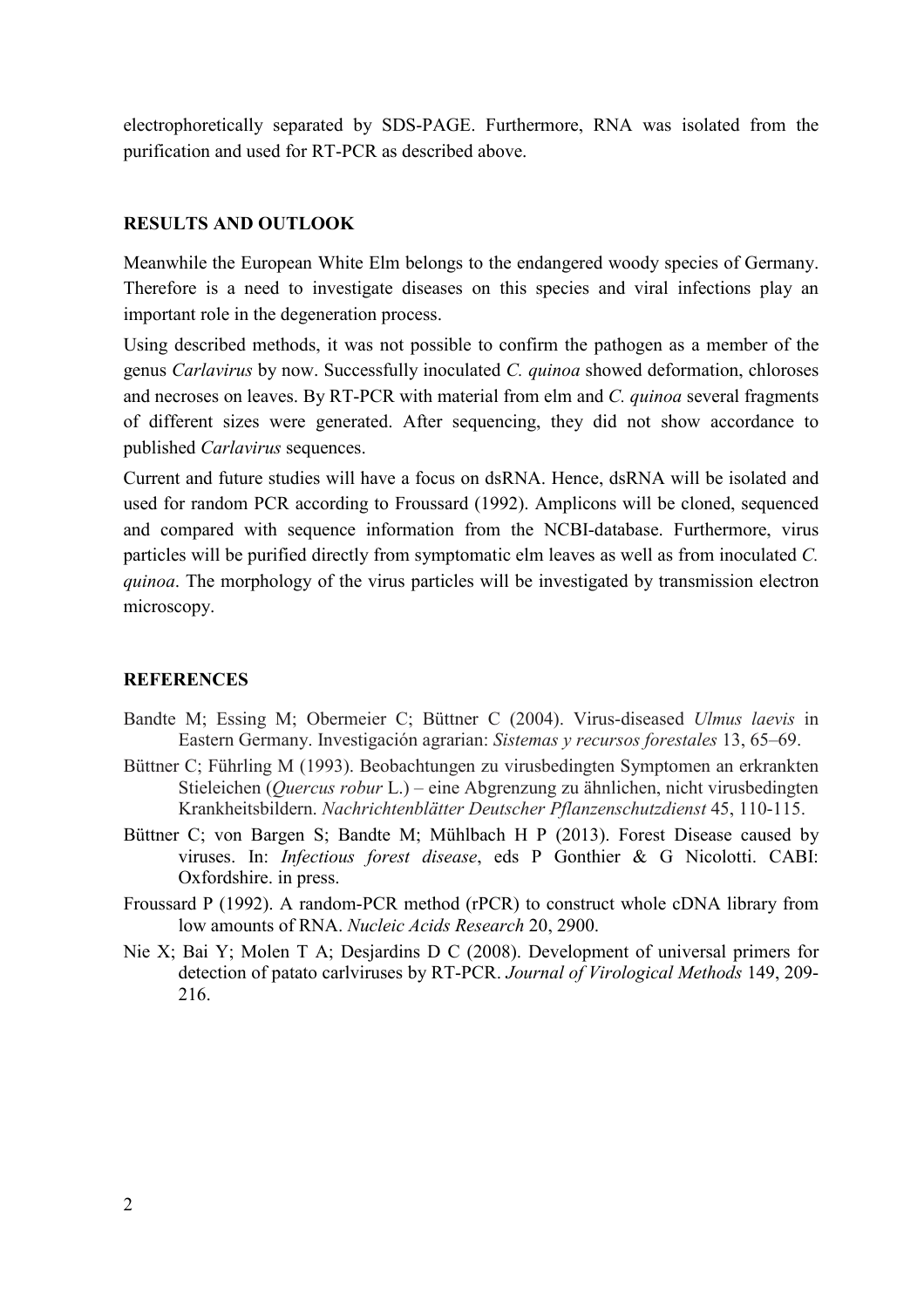electrophoretically separated by SDS-PAGE. Furthermore, RNA was isolated from the purification and used for RT-PCR as described above.

## RESULTS AND OUTLOOK

Meanwhile the European White Elm belongs to the endangered woody species of Germany. Therefore is a need to investigate diseases on this species and viral infections play an important role in the degeneration process.

Using described methods, it was not possible to confirm the pathogen as a member of the genus *Carlavirus* by now. Successfully inoculated *C. quinoa* showed deformation, chloroses and necroses on leaves. By RT-PCR with material from elm and *C. quinoa* several fragments of different sizes were generated. After sequencing, they did not show accordance to published *Carlavirus* sequences.

Current and future studies will have a focus on dsRNA. Hence, dsRNA will be isolated and used for random PCR according to Froussard (1992). Amplicons will be cloned, sequenced and compared with sequence information from the NCBI-database. Furthermore, virus particles will be purified directly from symptomatic elm leaves as well as from inoculated *C. quinoa*. The morphology of the virus particles will be investigated by transmission electron microscopy.

## REFERENCES

Bandte M; Essing M; Obermeier C; Büttner C (2004). Virus-diseased *Ulmus laevis* in Eastern Germany. Investigación agrarian: *Sistemas y recursos forestales* 13, 65–69.

Büttner C; Führling M (1993). Beobachtungen zu virusbedingten Symptomen an erkrankten Stieleichen (*Quercus robur* L.) – eine Abgrenzung zu ähnlichen, nicht virusbedingten Krankheitsbildern. *Nachrichtenblätter Deutscher Pflanzenschutzdienst* 45, 110-115.

Büttner C; von Bargen S; Bandte M; Mühlbach H P (2013). Forest Disease caused by viruses. In: *Infectious forest disease*, eds P Gonthier & G Nicolotti. CABI: Oxfordshire. in press.

Froussard P (1992). A random-PCR method (rPCR) to construct whole cDNA library from low amounts of RNA. *Nucleic Acids Research* 20, 2900.

Nie X; Bai Y; Molen T A; Desjardins D C (2008). Development of universal primers for detection of patato carlviruses by RT-PCR. *Journal of Virological Methods* 149, 209-216.